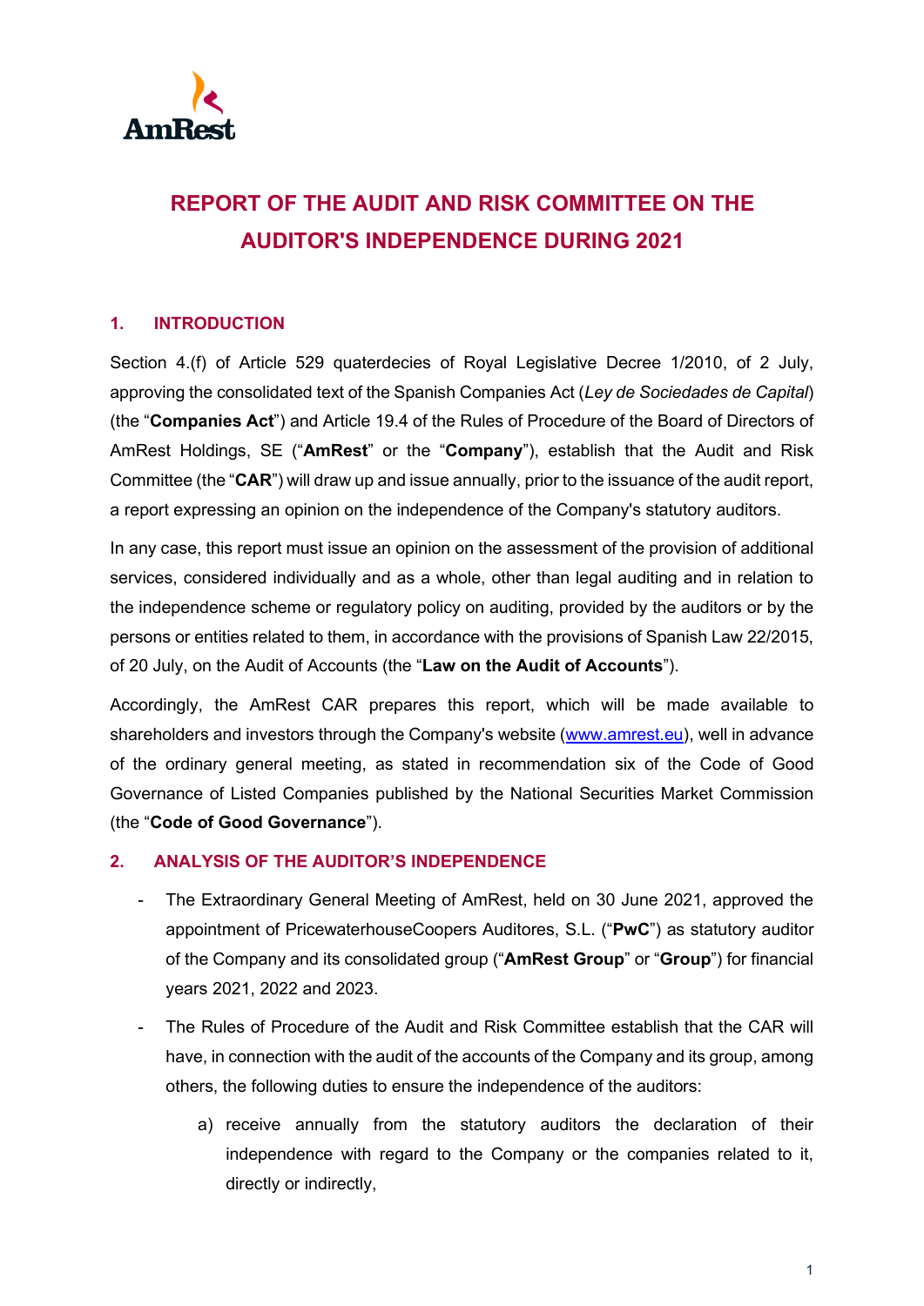# REPORT OF THE AUDIT AND RISK COMMITTEE ON THE AUDITOR'S INDEPENDENCE DURING 2021

## 1. INTRODUCTION

Section 4.(f) of Article 529 quaterdecies of Royal Legislative Decree 1/2010, of 2 July, approving the consolidated text of the Spanish Companies Act (*Ley de Sociedades de Capital*) (the "**Companies Act**") and Article 19.4 of the Rules of Procedure of the Board of Directors of AmRest Holdings, SE ("**AmRest**" or the "**Company**"), establish that the Audit and Risk Committee (the "**CAR**") will draw up and issue annually, prior to the issuance of the audit report, a report expressing an opinion on the independence of the Company's statutory auditors.

In any case, this report must issue an opinion on the assessment of the provision of additional services, considered individually and as a whole, other than legal auditing and in relation to the independence scheme or regulatory policy on auditing, provided by the auditors or by the persons or entities related to them, in accordance with the provisions of Spanish Law 22/2015, of 20 July, on the Audit of Accounts (the "**Law on the Audit of Accounts**").

Accordingly, the AmRest CAR prepares this report, which will be made available to shareholders and investors through the Company's website (www.amrest.eu), well in advance of the ordinary general meeting, as stated in recommendation six of the Code of Good Governance of Listed Companies published by the National Securities Market Commission (the "**Code of Good Governance**").

## 2. ANALYSIS OF THE AUDITOR'S INDEPENDENCE

- The Extraordinary General Meeting of AmRest, held on 30 June 2021, approved the appointment of PricewaterhouseCoopers Auditores, S.L. ("**PwC**") as statutory auditor of the Company and its consolidated group ("**AmRest Group**" or "**Group**") for financial years 2021, 2022 and 2023.
- The Rules of Procedure of the Audit and Risk Committee establish that the CAR will have, in connection with the audit of the accounts of the Company and its group, among others, the following duties to ensure the independence of the auditors:
    a) receive annually from the statutory auditors the declaration of their independence with regard to the Company or the companies related to it, directly or indirectly,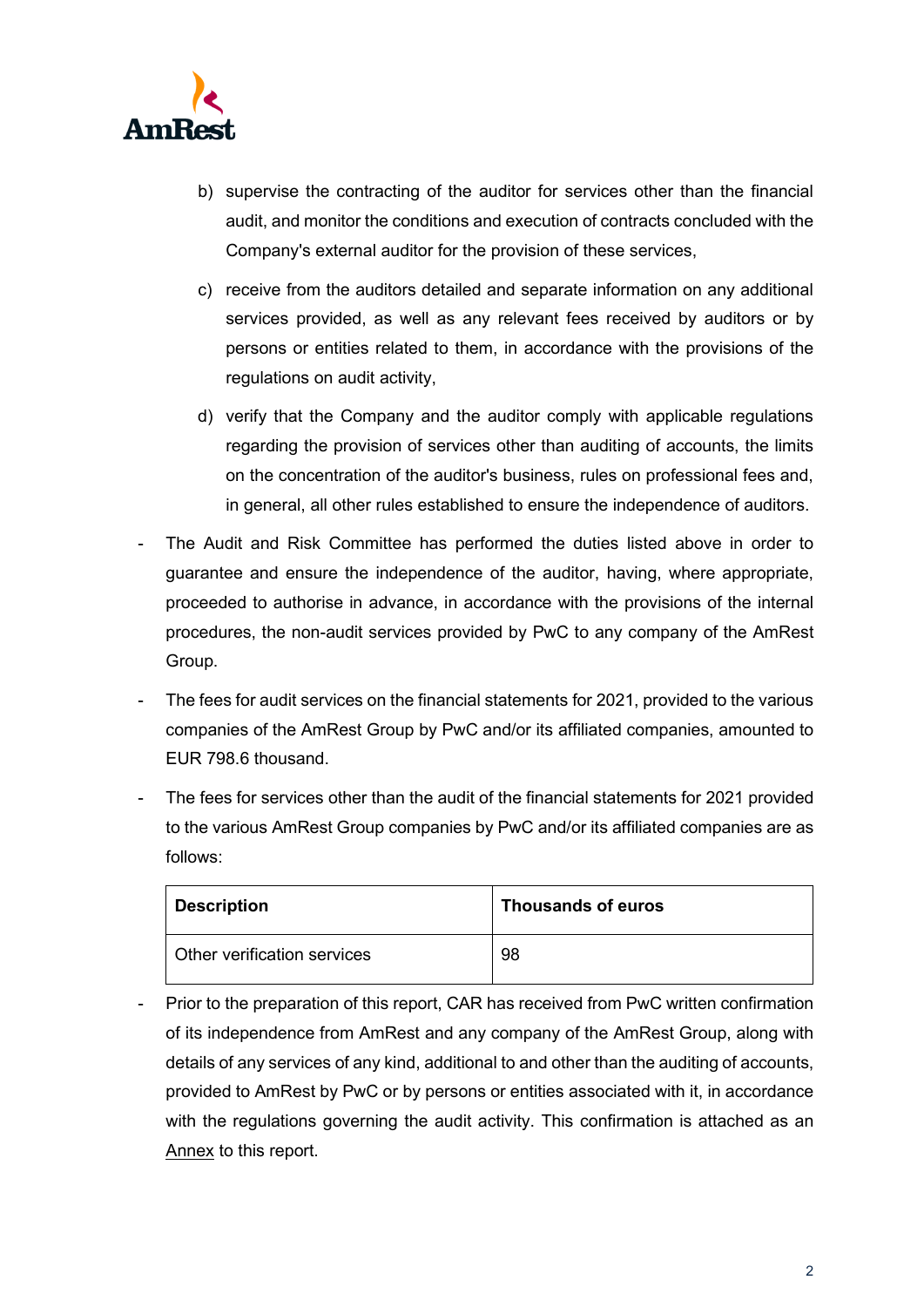b) supervise the contracting of the auditor for services other than the financial audit, and monitor the conditions and execution of contracts concluded with the Company's external auditor for the provision of these services,

c) receive from the auditors detailed and separate information on any additional services provided, as well as any relevant fees received by auditors or by persons or entities related to them, in accordance with the provisions of the regulations on audit activity,

d) verify that the Company and the auditor comply with applicable regulations regarding the provision of services other than auditing of accounts, the limits on the concentration of the auditor's business, rules on professional fees and, in general, all other rules established to ensure the independence of auditors.

- The Audit and Risk Committee has performed the duties listed above in order to guarantee and ensure the independence of the auditor, having, where appropriate, proceeded to authorise in advance, in accordance with the provisions of the internal procedures, the non-audit services provided by PwC to any company of the AmRest Group.

- The fees for audit services on the financial statements for 2021, provided to the various companies of the AmRest Group by PwC and/or its affiliated companies, amounted to EUR 798.6 thousand.

- The fees for services other than the audit of the financial statements for 2021 provided to the various AmRest Group companies by PwC and/or its affiliated companies are as follows:

| **Description** | **Thousands of euros** |
| --- | --- |
| Other verification services | 98 |

- Prior to the preparation of this report, CAR has received from PwC written confirmation of its independence from AmRest and any company of the AmRest Group, along with details of any services of any kind, additional to and other than the auditing of accounts, provided to AmRest by PwC or by persons or entities associated with it, in accordance with the regulations governing the audit activity. This confirmation is attached as an Annex to this report.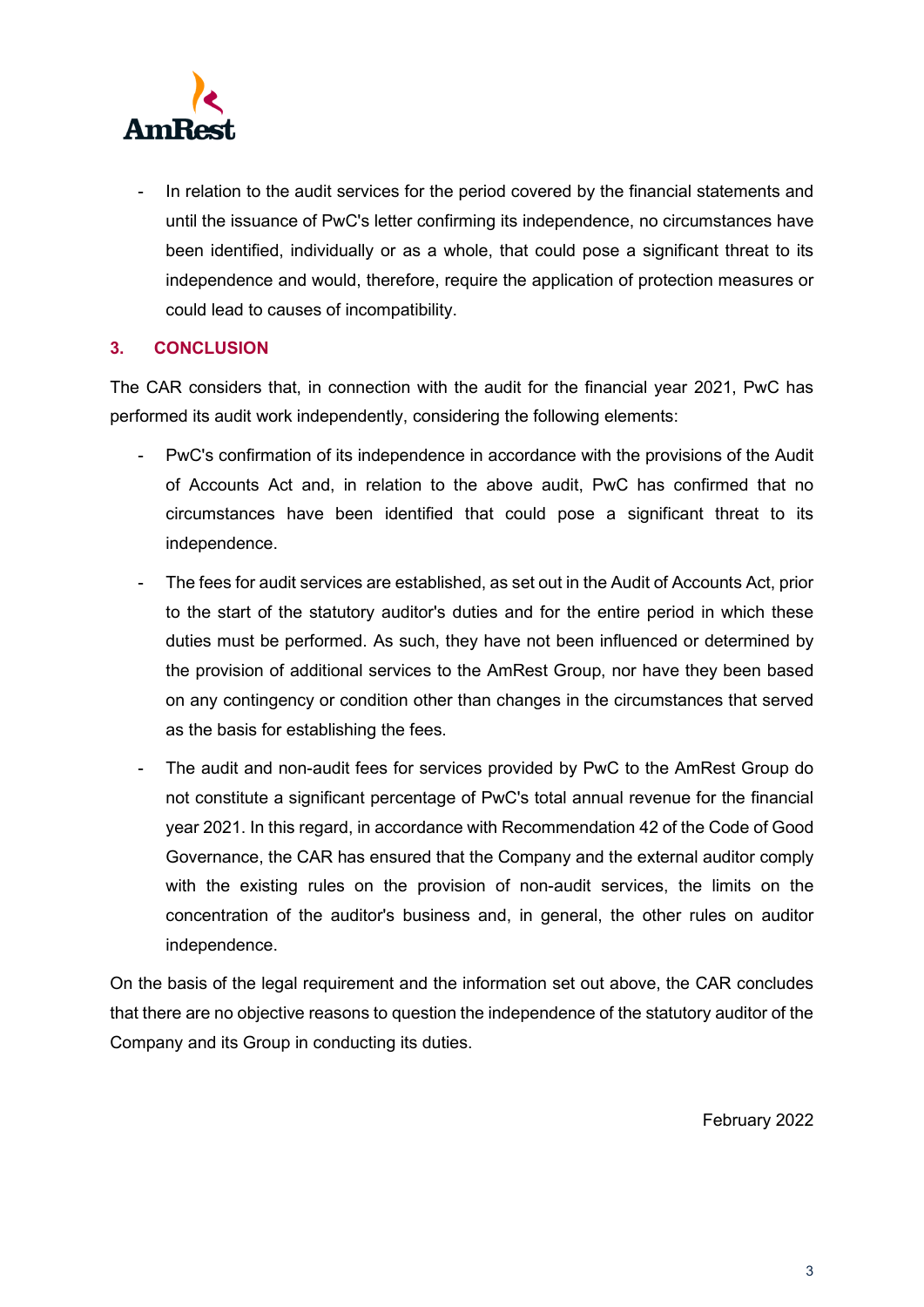- In relation to the audit services for the period covered by the financial statements and until the issuance of PwC's letter confirming its independence, no circumstances have been identified, individually or as a whole, that could pose a significant threat to its independence and would, therefore, require the application of protection measures or could lead to causes of incompatibility.

## 3. CONCLUSION

The CAR considers that, in connection with the audit for the financial year 2021, PwC has performed its audit work independently, considering the following elements:

- PwC's confirmation of its independence in accordance with the provisions of the Audit of Accounts Act and, in relation to the above audit, PwC has confirmed that no circumstances have been identified that could pose a significant threat to its independence.
- The fees for audit services are established, as set out in the Audit of Accounts Act, prior to the start of the statutory auditor's duties and for the entire period in which these duties must be performed. As such, they have not been influenced or determined by the provision of additional services to the AmRest Group, nor have they been based on any contingency or condition other than changes in the circumstances that served as the basis for establishing the fees.
- The audit and non-audit fees for services provided by PwC to the AmRest Group do not constitute a significant percentage of PwC's total annual revenue for the financial year 2021. In this regard, in accordance with Recommendation 42 of the Code of Good Governance, the CAR has ensured that the Company and the external auditor comply with the existing rules on the provision of non-audit services, the limits on the concentration of the auditor's business and, in general, the other rules on auditor independence.

On the basis of the legal requirement and the information set out above, the CAR concludes that there are no objective reasons to question the independence of the statutory auditor of the Company and its Group in conducting its duties.

February 2022